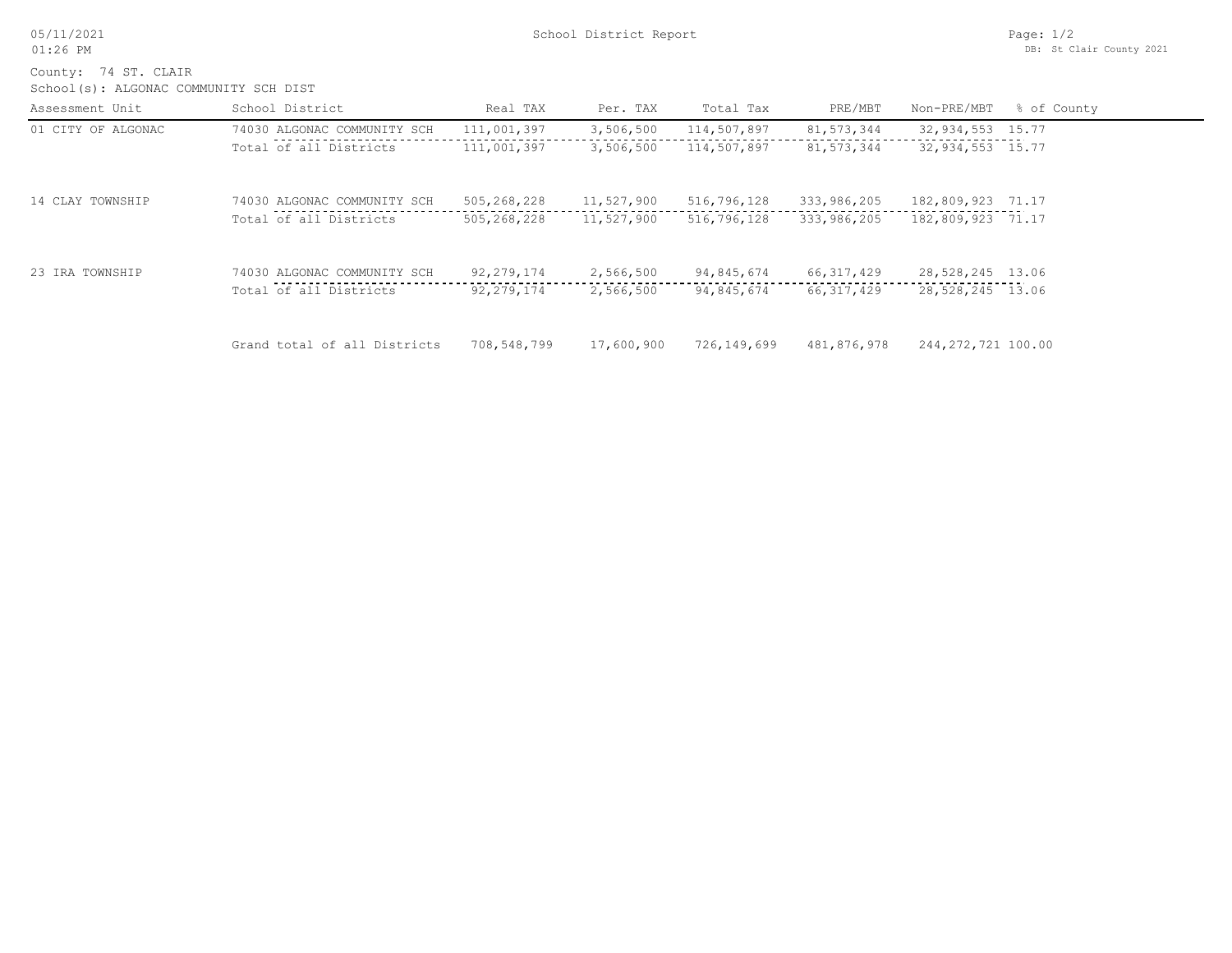# School District Report

05/11/2021
01:26 PM

DB: St Clair County 2021

County: 74 ST. CLAIR
School(s): ALGONAC COMMUNITY SCH DIST

| Assessment Unit | School District | Real TAX | Per. TAX | Total Tax | PRE/MBT | Non-PRE/MBT | % of County |
|---|---|---|---|---|---|---|---|
| 01 CITY OF ALGONAC | 74030 ALGONAC COMMUNITY SCH | 111,001,397 | 3,506,500 | 114,507,897 | 81,573,344 | 32,934,553 | 15.77 |
| | Total of all Districts | 111,001,397 | 3,506,500 | 114,507,897 | 81,573,344 | 32,934,553 | 15.77 |
| 14 CLAY TOWNSHIP | 74030 ALGONAC COMMUNITY SCH | 505,268,228 | 11,527,900 | 516,796,128 | 333,986,205 | 182,809,923 | 71.17 |
| | Total of all Districts | 505,268,228 | 11,527,900 | 516,796,128 | 333,986,205 | 182,809,923 | 71.17 |
| 23 IRA TOWNSHIP | 74030 ALGONAC COMMUNITY SCH | 92,279,174 | 2,566,500 | 94,845,674 | 66,317,429 | 28,528,245 | 13.06 |
| | Total of all Districts | 92,279,174 | 2,566,500 | 94,845,674 | 66,317,429 | 28,528,245 | 13.06 |
| | Grand total of all Districts | 708,548,799 | 17,600,900 | 726,149,699 | 481,876,978 | 244,272,721 | 100.00 |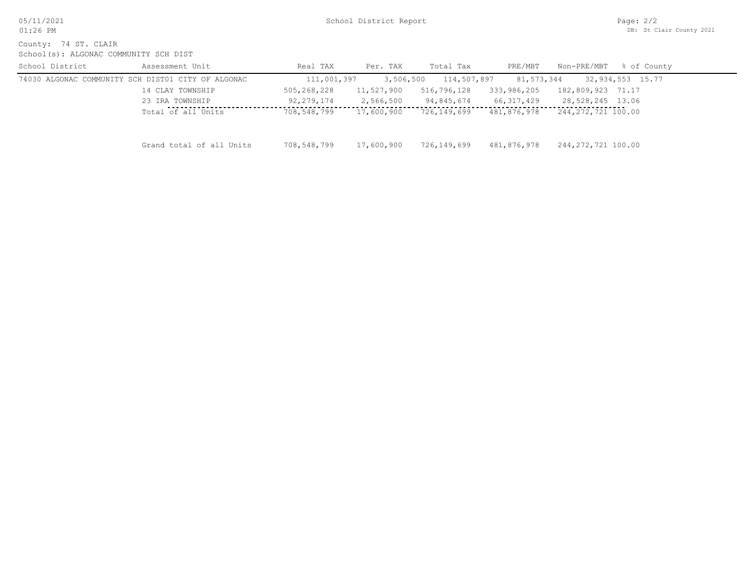County: 74 ST. CLAIR

School(s): ALGONAC COMMUNITY SCH DIST

| School District | Assessment Unit | Real TAX | Per. TAX | Total Tax | PRE/MBT | Non-PRE/MBT | % of County |
|---|---|---|---|---|---|---|---|
| 74030 ALGONAC COMMUNITY SCH DIST | 01 CITY OF ALGONAC | 111,001,397 | 3,506,500 | 114,507,897 | 81,573,344 | 32,934,553 | 15.77 |
| | 14 CLAY TOWNSHIP | 505,268,228 | 11,527,900 | 516,796,128 | 333,986,205 | 182,809,923 | 71.17 |
| | 23 IRA TOWNSHIP | 92,279,174 | 2,566,500 | 94,845,674 | 66,317,429 | 28,528,245 | 13.06 |
| | Total of all Units | 708,548,799 | 17,600,900 | 726,149,699 | 481,876,978 | 244,272,721 | 100.00 |
| | Grand total of all Units | 708,548,799 | 17,600,900 | 726,149,699 | 481,876,978 | 244,272,721 | 100.00 |